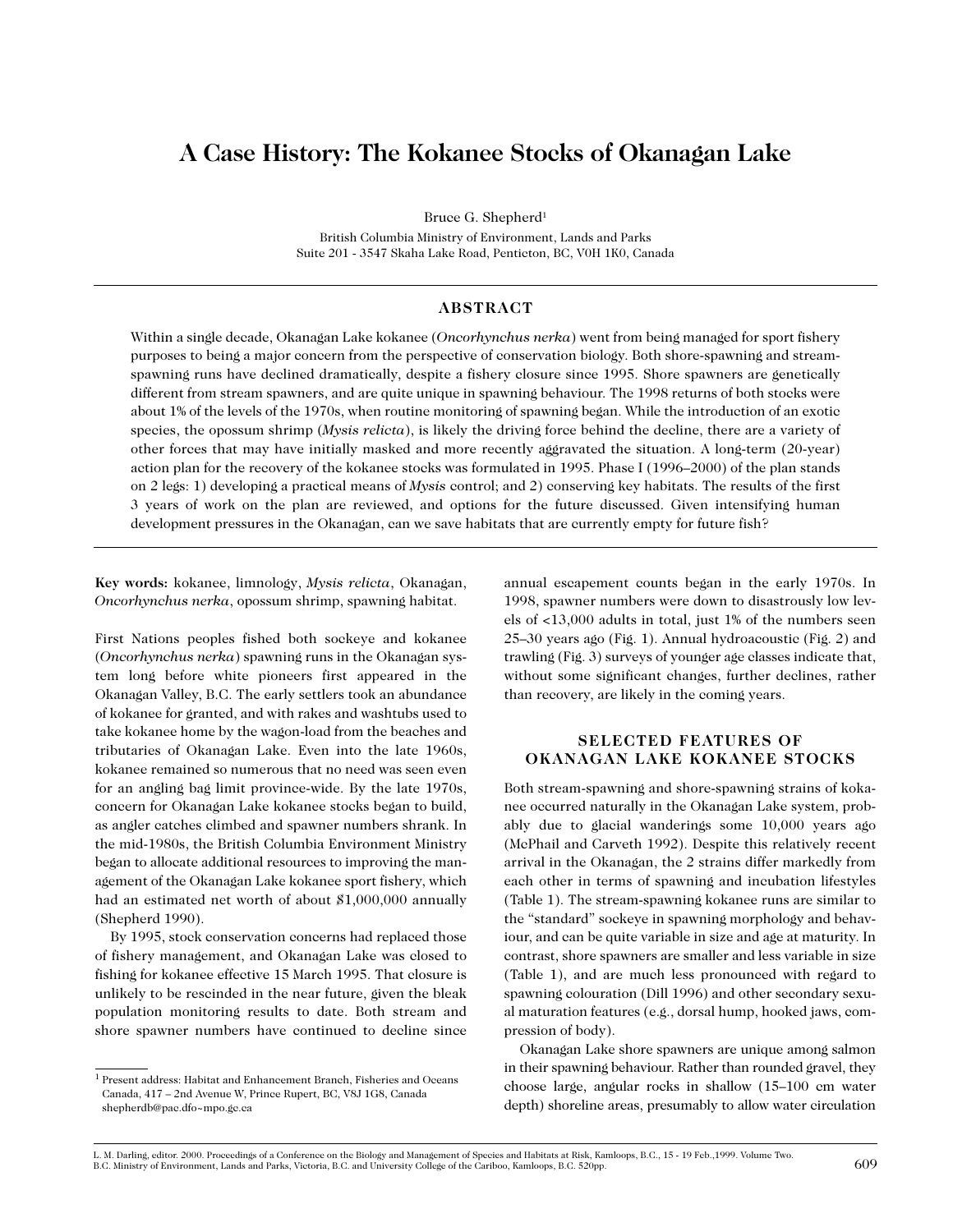# A Case History: The Kokanee Stocks of Okanagan Lake

Bruce G. Shepherd[1]

British Columbia Ministry of Environment, Lands and Parks
Suite 201 - 3547 Skaha Lake Road, Penticton, BC, V0H 1K0, Canada

## ABSTRACT

Within a single decade, Okanagan Lake kokanee (*Oncorhynchus nerka*) went from being managed for sport fishery purposes to being a major concern from the perspective of conservation biology. Both shore-spawning and stream-spawning runs have declined dramatically, despite a fishery closure since 1995. Shore spawners are genetically different from stream spawners, and are quite unique in spawning behaviour. The 1998 returns of both stocks were about 1% of the levels of the 1970s, when routine monitoring of spawning began. While the introduction of an exotic species, the opossum shrimp (*Mysis relicta*), is likely the driving force behind the decline, there are a variety of other forces that may have initially masked and more recently aggravated the situation. A long-term (20-year) action plan for the recovery of the kokanee stocks was formulated in 1995. Phase I (1996–2000) of the plan stands on 2 legs: 1) developing a practical means of *Mysis* control; and 2) conserving key habitats. The results of the first 3 years of work on the plan are reviewed, and options for the future discussed. Given intensifying human development pressures in the Okanagan, can we save habitats that are currently empty for future fish?

**Key words:** kokanee, limnology, *Mysis relicta*, Okanagan, *Oncorhynchus nerka*, opossum shrimp, spawning habitat.

First Nations peoples fished both sockeye and kokanee (*Oncorhynchus nerka*) spawning runs in the Okanagan system long before white pioneers first appeared in the Okanagan Valley, B.C. The early settlers took an abundance of kokanee for granted, and with rakes and washtubs used to take kokanee home by the wagon-load from the beaches and tributaries of Okanagan Lake. Even into the late 1960s, kokanee remained so numerous that no need was seen even for an angling bag limit province-wide. By the late 1970s, concern for Okanagan Lake kokanee stocks began to build, as angler catches climbed and spawner numbers shrank. In the mid-1980s, the British Columbia Environment Ministry began to allocate additional resources to improving the management of the Okanagan Lake kokanee sport fishery, which had an estimated net worth of about $1,000,000 annually (Shepherd 1990).

By 1995, stock conservation concerns had replaced those of fishery management, and Okanagan Lake was closed to fishing for kokanee effective 15 March 1995. That closure is unlikely to be rescinded in the near future, given the bleak population monitoring results to date. Both stream and shore spawner numbers have continued to decline since annual escapement counts began in the early 1970s. In 1998, spawner numbers were down to disastrously low levels of <13,000 adults in total, just 1% of the numbers seen 25–30 years ago (Fig. 1). Annual hydroacoustic (Fig. 2) and trawling (Fig. 3) surveys of younger age classes indicate that, without some significant changes, further declines, rather than recovery, are likely in the coming years.

## SELECTED FEATURES OF OKANAGAN LAKE KOKANEE STOCKS

Both stream-spawning and shore-spawning strains of kokanee occurred naturally in the Okanagan Lake system, probably due to glacial wanderings some 10,000 years ago (McPhail and Carveth 1992). Despite this relatively recent arrival in the Okanagan, the 2 strains differ markedly from each other in terms of spawning and incubation lifestyles (Table 1). The stream-spawning kokanee runs are similar to the "standard" sockeye in spawning morphology and behaviour, and can be quite variable in size and age at maturity. In contrast, shore spawners are smaller and less variable in size (Table 1), and are much less pronounced with regard to spawning colouration (Dill 1996) and other secondary sexual maturation features (e.g., dorsal hump, hooked jaws, compression of body).

Okanagan Lake shore spawners are unique among salmon in their spawning behaviour. Rather than rounded gravel, they choose large, angular rocks in shallow (15–100 cm water depth) shoreline areas, presumably to allow water circulation

[1] Present address: Habitat and Enhancement Branch, Fisheries and Oceans Canada, 417 – 2nd Avenue W, Prince Rupert, BC, V8J 1G8, Canada shepherdb@pac.dfo~mpo.gc.ca

L. M. Darling, editor. 2000. Proceedings of a Conference on the Biology and Management of Species and Habitats at Risk, Kamloops, B.C., 15 - 19 Feb.,1999. Volume Two. B.C. Ministry of Environment, Lands and Parks, Victoria, B.C. and University College of the Cariboo, Kamloops, B.C. 520pp.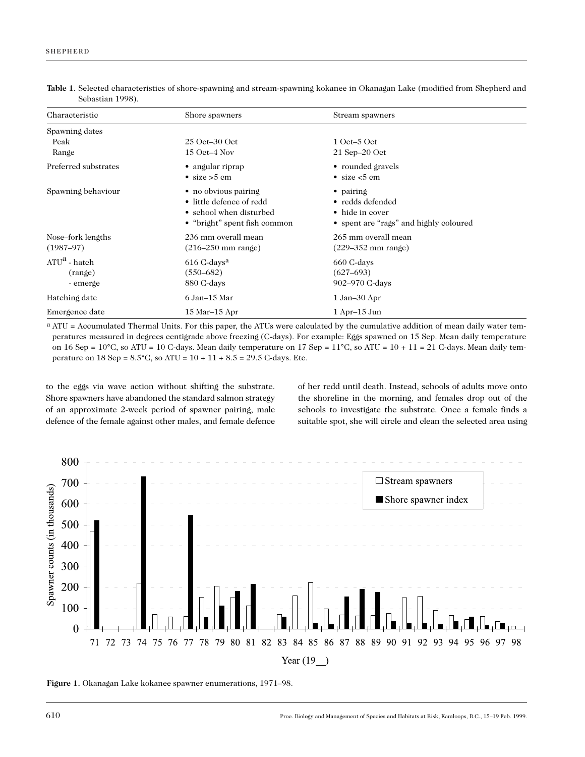**Table 1.** Selected characteristics of shore-spawning and stream-spawning kokanee in Okanagan Lake (modified from Shepherd and Sebastian 1998).

| Characteristic | Shore spawners | Stream spawners |
| --- | --- | --- |
| Spawning dates | | |
| Peak | 25 Oct–30 Oct | 1 Oct–5 Oct |
| Range | 15 Oct–4 Nov | 21 Sep–20 Oct |
| Preferred substrates | • angular riprap<br>• size >5 cm | • rounded gravels<br>• size <5 cm |
| Spawning behaviour | • no obvious pairing<br>• little defence of redd<br>• school when disturbed<br>• "bright" spent fish common | • pairing<br>• redds defended<br>• hide in cover<br>• spent are "rags" and highly coloured |
| Nose–fork lengths (1987–97) | 236 mm overall mean (216–250 mm range) | 265 mm overall mean (229–352 mm range) |
| ATU[a] - hatch | 616 C-days[a] | 660 C-days |
| (range) | (550–682) | (627–693) |
| - emerge | 880 C-days | 902–970 C-days |
| Hatching date | 6 Jan–15 Mar | 1 Jan–30 Apr |
| Emergence date | 15 Mar–15 Apr | 1 Apr–15 Jun |

[a] ATU = Accumulated Thermal Units. For this paper, the ATUs were calculated by the cumulative addition of mean daily water temperatures measured in degrees centigrade above freezing (C-days). For example: Eggs spawned on 15 Sep. Mean daily temperature on 16 Sep = 10°C, so ATU = 10 C-days. Mean daily temperature on 17 Sep = 11°C, so ATU = 10 + 11 = 21 C-days. Mean daily temperature on 18 Sep = 8.5°C, so ATU = 10 + 11 + 8.5 = 29.5 C-days. Etc.

to the eggs via wave action without shifting the substrate. Shore spawners have abandoned the standard salmon strategy of an approximate 2-week period of spawner pairing, male defence of the female against other males, and female defence of her redd until death. Instead, schools of adults move onto the shoreline in the morning, and females drop out of the schools to investigate the substrate. Once a female finds a suitable spot, she will circle and clean the selected area using

**Figure 1.** Okanagan Lake kokanee spawner enumerations, 1971–98.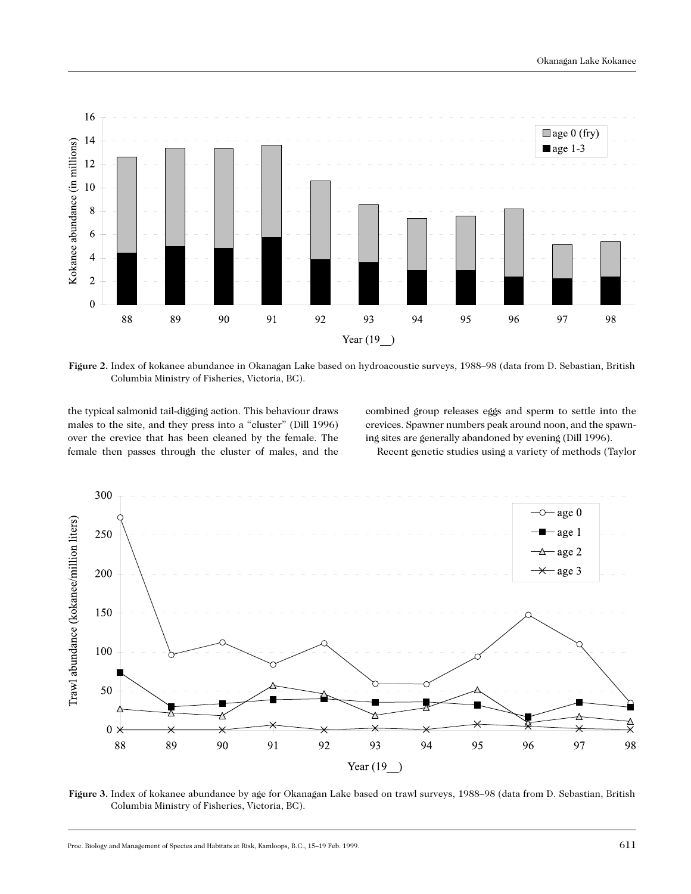**Figure 2.** Index of kokanee abundance in Okanagan Lake based on hydroacoustic surveys, 1988–98 (data from D. Sebastian, British Columbia Ministry of Fisheries, Victoria, BC).

the typical salmonid tail-digging action. This behaviour draws males to the site, and they press into a "cluster" (Dill 1996) over the crevice that has been cleaned by the female. The female then passes through the cluster of males, and the combined group releases eggs and sperm to settle into the crevices. Spawner numbers peak around noon, and the spawning sites are generally abandoned by evening (Dill 1996).

Recent genetic studies using a variety of methods (Taylor

**Figure 3.** Index of kokanee abundance by age for Okanagan Lake based on trawl surveys, 1988–98 (data from D. Sebastian, British Columbia Ministry of Fisheries, Victoria, BC).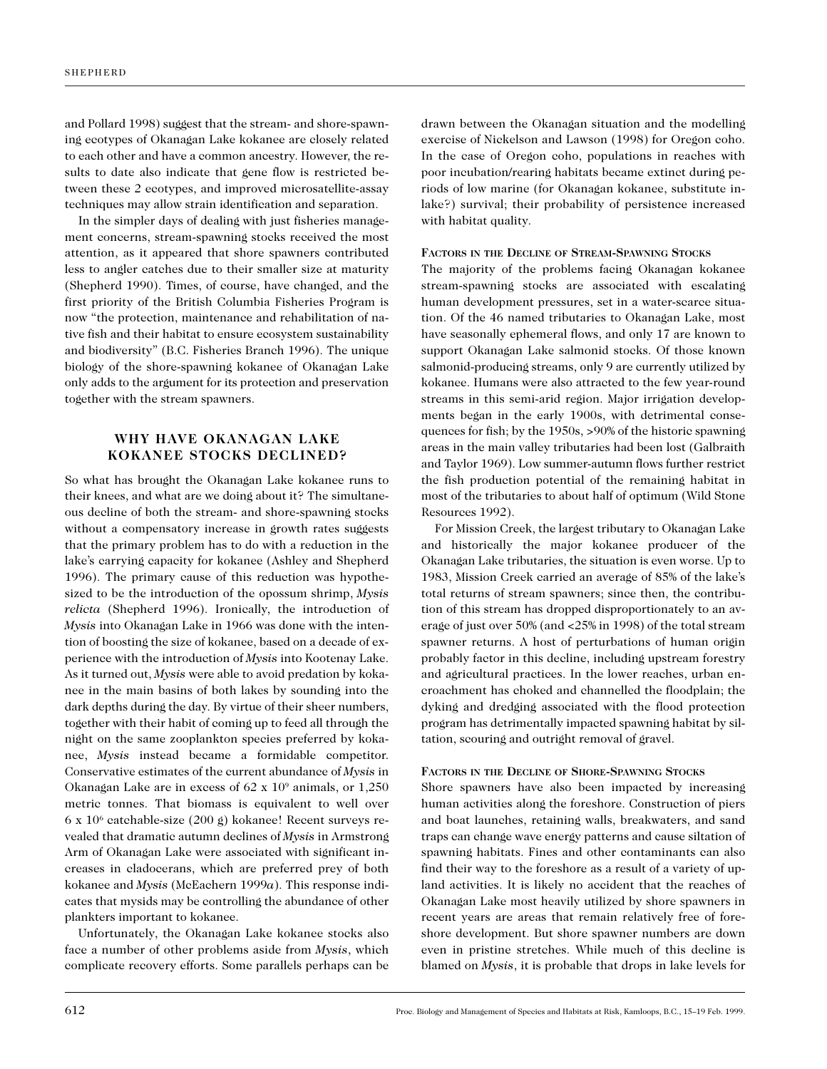and Pollard 1998) suggest that the stream- and shore-spawning ecotypes of Okanagan Lake kokanee are closely related to each other and have a common ancestry. However, the results to date also indicate that gene flow is restricted between these 2 ecotypes, and improved microsatellite-assay techniques may allow strain identification and separation.

In the simpler days of dealing with just fisheries management concerns, stream-spawning stocks received the most attention, as it appeared that shore spawners contributed less to angler catches due to their smaller size at maturity (Shepherd 1990). Times, of course, have changed, and the first priority of the British Columbia Fisheries Program is now "the protection, maintenance and rehabilitation of native fish and their habitat to ensure ecosystem sustainability and biodiversity" (B.C. Fisheries Branch 1996). The unique biology of the shore-spawning kokanee of Okanagan Lake only adds to the argument for its protection and preservation together with the stream spawners.

## WHY HAVE OKANAGAN LAKE KOKANEE STOCKS DECLINED?

So what has brought the Okanagan Lake kokanee runs to their knees, and what are we doing about it? The simultaneous decline of both the stream- and shore-spawning stocks without a compensatory increase in growth rates suggests that the primary problem has to do with a reduction in the lake's carrying capacity for kokanee (Ashley and Shepherd 1996). The primary cause of this reduction was hypothesized to be the introduction of the opossum shrimp, *Mysis relicta* (Shepherd 1996). Ironically, the introduction of *Mysis* into Okanagan Lake in 1966 was done with the intention of boosting the size of kokanee, based on a decade of experience with the introduction of *Mysis* into Kootenay Lake. As it turned out, *Mysis* were able to avoid predation by kokanee in the main basins of both lakes by sounding into the dark depths during the day. By virtue of their sheer numbers, together with their habit of coming up to feed all through the night on the same zooplankton species preferred by kokanee, *Mysis* instead became a formidable competitor. Conservative estimates of the current abundance of *Mysis* in Okanagan Lake are in excess of $62 \times 10^9$ animals, or 1,250 metric tonnes. That biomass is equivalent to well over $6 \times 10^6$ catchable-size (200 g) kokanee! Recent surveys revealed that dramatic autumn declines of *Mysis* in Armstrong Arm of Okanagan Lake were associated with significant increases in cladocerans, which are preferred prey of both kokanee and *Mysis* (McEachern 1999*a*). This response indicates that mysids may be controlling the abundance of other plankters important to kokanee.

Unfortunately, the Okanagan Lake kokanee stocks also face a number of other problems aside from *Mysis*, which complicate recovery efforts. Some parallels perhaps can be drawn between the Okanagan situation and the modelling exercise of Nickelson and Lawson (1998) for Oregon coho. In the case of Oregon coho, populations in reaches with poor incubation/rearing habitats became extinct during periods of low marine (for Okanagan kokanee, substitute in-lake?) survival; their probability of persistence increased with habitat quality.

### Factors in the Decline of Stream-Spawning Stocks

The majority of the problems facing Okanagan kokanee stream-spawning stocks are associated with escalating human development pressures, set in a water-scarce situation. Of the 46 named tributaries to Okanagan Lake, most have seasonally ephemeral flows, and only 17 are known to support Okanagan Lake salmonid stocks. Of those known salmonid-producing streams, only 9 are currently utilized by kokanee. Humans were also attracted to the few year-round streams in this semi-arid region. Major irrigation developments began in the early 1900s, with detrimental consequences for fish; by the 1950s, >90% of the historic spawning areas in the main valley tributaries had been lost (Galbraith and Taylor 1969). Low summer-autumn flows further restrict the fish production potential of the remaining habitat in most of the tributaries to about half of optimum (Wild Stone Resources 1992).

For Mission Creek, the largest tributary to Okanagan Lake and historically the major kokanee producer of the Okanagan Lake tributaries, the situation is even worse. Up to 1983, Mission Creek carried an average of 85% of the lake's total returns of stream spawners; since then, the contribution of this stream has dropped disproportionately to an average of just over 50% (and <25% in 1998) of the total stream spawner returns. A host of perturbations of human origin probably factor in this decline, including upstream forestry and agricultural practices. In the lower reaches, urban encroachment has choked and channelled the floodplain; the dyking and dredging associated with the flood protection program has detrimentally impacted spawning habitat by siltation, scouring and outright removal of gravel.

### Factors in the Decline of Shore-Spawning Stocks

Shore spawners have also been impacted by increasing human activities along the foreshore. Construction of piers and boat launches, retaining walls, breakwaters, and sand traps can change wave energy patterns and cause siltation of spawning habitats. Fines and other contaminants can also find their way to the foreshore as a result of a variety of upland activities. It is likely no accident that the reaches of Okanagan Lake most heavily utilized by shore spawners in recent years are areas that remain relatively free of foreshore development. But shore spawner numbers are down even in pristine stretches. While much of this decline is blamed on *Mysis*, it is probable that drops in lake levels for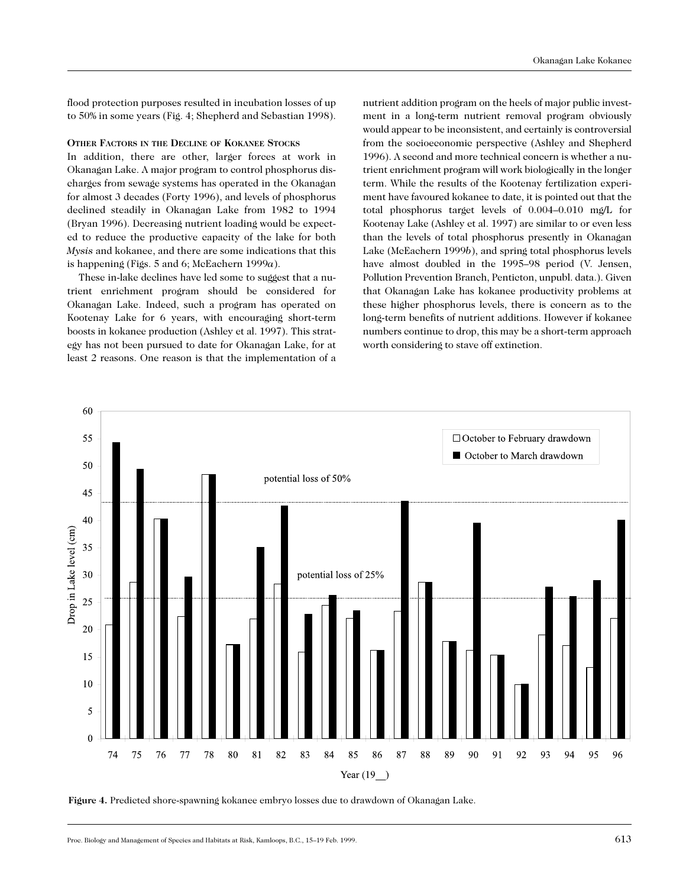flood protection purposes resulted in incubation losses of up to 50% in some years (Fig. 4; Shepherd and Sebastian 1998).

### Other Factors in the Decline of Kokanee Stocks

In addition, there are other, larger forces at work in Okanagan Lake. A major program to control phosphorus discharges from sewage systems has operated in the Okanagan for almost 3 decades (Forty 1996), and levels of phosphorus declined steadily in Okanagan Lake from 1982 to 1994 (Bryan 1996). Decreasing nutrient loading would be expected to reduce the productive capacity of the lake for both *Mysis* and kokanee, and there are some indications that this is happening (Figs. 5 and 6; McEachern 1999*a*).

These in-lake declines have led some to suggest that a nutrient enrichment program should be considered for Okanagan Lake. Indeed, such a program has operated on Kootenay Lake for 6 years, with encouraging short-term boosts in kokanee production (Ashley et al. 1997). This strategy has not been pursued to date for Okanagan Lake, for at least 2 reasons. One reason is that the implementation of a nutrient addition program on the heels of major public investment in a long-term nutrient removal program obviously would appear to be inconsistent, and certainly is controversial from the socioeconomic perspective (Ashley and Shepherd 1996). A second and more technical concern is whether a nutrient enrichment program will work biologically in the longer term. While the results of the Kootenay fertilization experiment have favoured kokanee to date, it is pointed out that the total phosphorus target levels of 0.004–0.010 mg/L for Kootenay Lake (Ashley et al. 1997) are similar to or even less than the levels of total phosphorus presently in Okanagan Lake (McEachern 1999*b*), and spring total phosphorus levels have almost doubled in the 1995–98 period (V. Jensen, Pollution Prevention Branch, Penticton, unpubl. data.). Given that Okanagan Lake has kokanee productivity problems at these higher phosphorus levels, there is concern as to the long-term benefits of nutrient additions. However if kokanee numbers continue to drop, this may be a short-term approach worth considering to stave off extinction.

**Figure 4.** Predicted shore-spawning kokanee embryo losses due to drawdown of Okanagan Lake.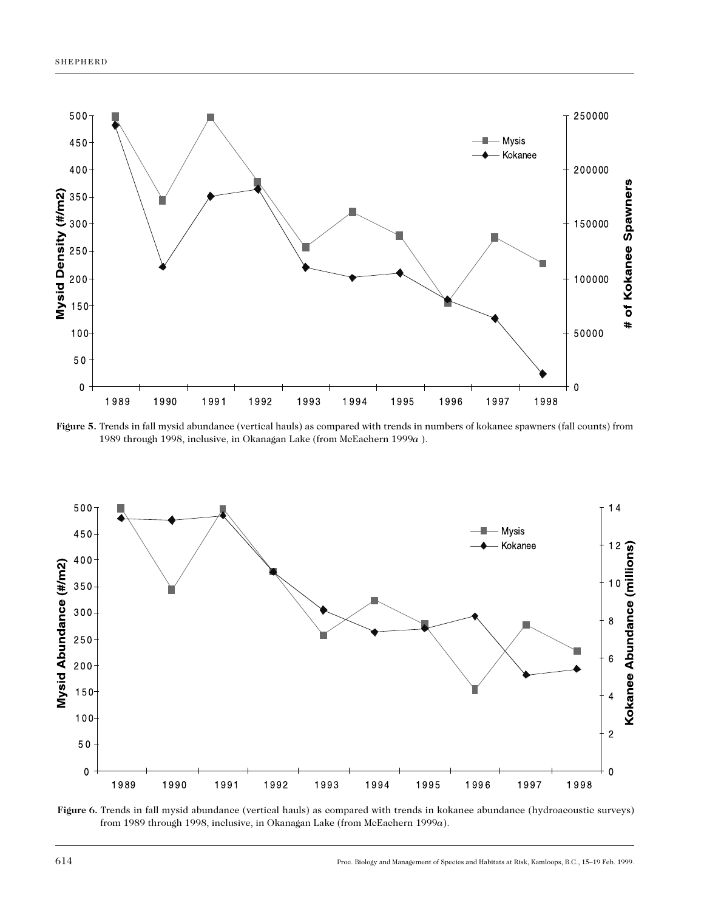**Figure 5.** Trends in fall mysid abundance (vertical hauls) as compared with trends in numbers of kokanee spawners (fall counts) from 1989 through 1998, inclusive, in Okanagan Lake (from McEachern 1999*a* ).

**Figure 6.** Trends in fall mysid abundance (vertical hauls) as compared with trends in kokanee abundance (hydroacoustic surveys) from 1989 through 1998, inclusive, in Okanagan Lake (from McEachern 1999*a*).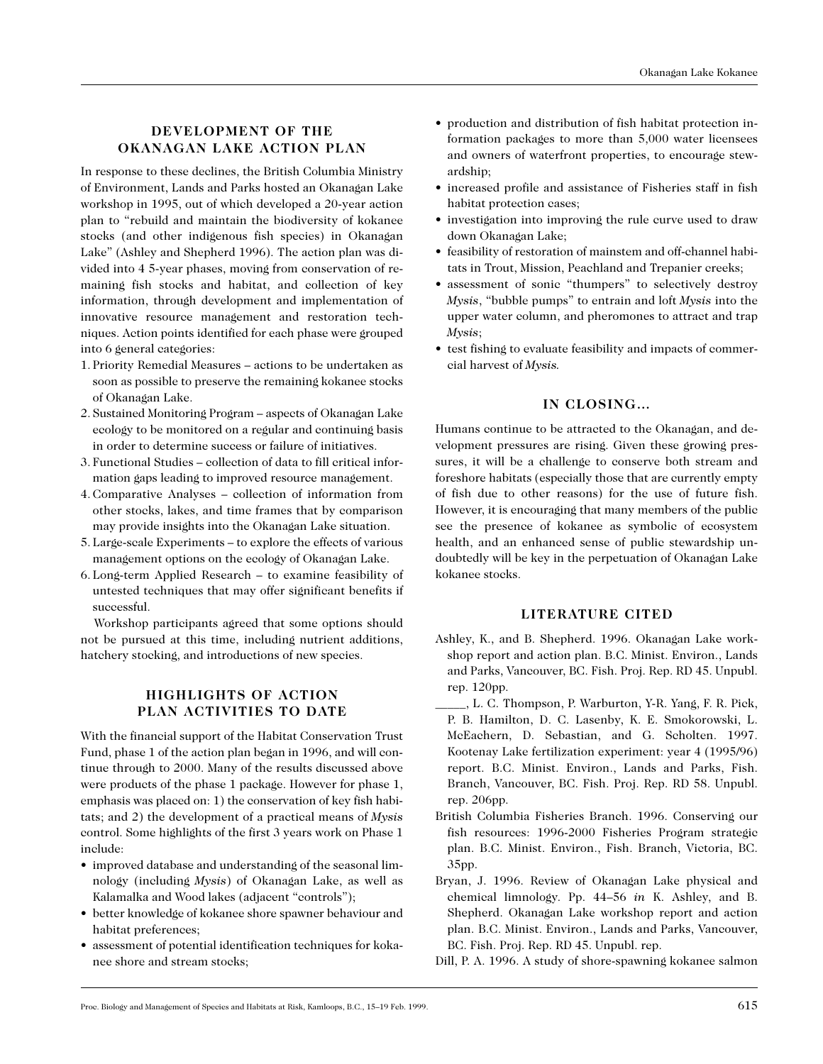## DEVELOPMENT OF THE OKANAGAN LAKE ACTION PLAN

In response to these declines, the British Columbia Ministry of Environment, Lands and Parks hosted an Okanagan Lake workshop in 1995, out of which developed a 20-year action plan to "rebuild and maintain the biodiversity of kokanee stocks (and other indigenous fish species) in Okanagan Lake" (Ashley and Shepherd 1996). The action plan was divided into 4 5-year phases, moving from conservation of remaining fish stocks and habitat, and collection of key information, through development and implementation of innovative resource management and restoration techniques. Action points identified for each phase were grouped into 6 general categories:

1. Priority Remedial Measures – actions to be undertaken as soon as possible to preserve the remaining kokanee stocks of Okanagan Lake.
2. Sustained Monitoring Program – aspects of Okanagan Lake ecology to be monitored on a regular and continuing basis in order to determine success or failure of initiatives.
3. Functional Studies – collection of data to fill critical information gaps leading to improved resource management.
4. Comparative Analyses – collection of information from other stocks, lakes, and time frames that by comparison may provide insights into the Okanagan Lake situation.
5. Large-scale Experiments – to explore the effects of various management options on the ecology of Okanagan Lake.
6. Long-term Applied Research – to examine feasibility of untested techniques that may offer significant benefits if successful.

Workshop participants agreed that some options should not be pursued at this time, including nutrient additions, hatchery stocking, and introductions of new species.

## HIGHLIGHTS OF ACTION PLAN ACTIVITIES TO DATE

With the financial support of the Habitat Conservation Trust Fund, phase 1 of the action plan began in 1996, and will continue through to 2000. Many of the results discussed above were products of the phase 1 package. However for phase 1, emphasis was placed on: 1) the conservation of key fish habitats; and 2) the development of a practical means of *Mysis* control. Some highlights of the first 3 years work on Phase 1 include:

- improved database and understanding of the seasonal limnology (including *Mysis*) of Okanagan Lake, as well as Kalamalka and Wood lakes (adjacent "controls");
- better knowledge of kokanee shore spawner behaviour and habitat preferences;
- assessment of potential identification techniques for kokanee shore and stream stocks;
- production and distribution of fish habitat protection information packages to more than 5,000 water licensees and owners of waterfront properties, to encourage stewardship;
- increased profile and assistance of Fisheries staff in fish habitat protection cases;
- investigation into improving the rule curve used to draw down Okanagan Lake;
- feasibility of restoration of mainstem and off-channel habitats in Trout, Mission, Peachland and Trepanier creeks;
- assessment of sonic "thumpers" to selectively destroy *Mysis*, "bubble pumps" to entrain and loft *Mysis* into the upper water column, and pheromones to attract and trap *Mysis*;
- test fishing to evaluate feasibility and impacts of commercial harvest of *Mysis*.

## IN CLOSING...

Humans continue to be attracted to the Okanagan, and development pressures are rising. Given these growing pressures, it will be a challenge to conserve both stream and foreshore habitats (especially those that are currently empty of fish due to other reasons) for the use of future fish. However, it is encouraging that many members of the public see the presence of kokanee as symbolic of ecosystem health, and an enhanced sense of public stewardship undoubtedly will be key in the perpetuation of Okanagan Lake kokanee stocks.

## LITERATURE CITED

Ashley, K., and B. Shepherd. 1996. Okanagan Lake workshop report and action plan. B.C. Minist. Environ., Lands and Parks, Vancouver, BC. Fish. Proj. Rep. RD 45. Unpubl. rep. 120pp.

_____, L. C. Thompson, P. Warburton, Y-R. Yang, F. R. Pick, P. B. Hamilton, D. C. Lasenby, K. E. Smokorowski, L. McEachern, D. Sebastian, and G. Scholten. 1997. Kootenay Lake fertilization experiment: year 4 (1995/96) report. B.C. Minist. Environ., Lands and Parks, Fish. Branch, Vancouver, BC. Fish. Proj. Rep. RD 58. Unpubl. rep. 206pp.

British Columbia Fisheries Branch. 1996. Conserving our fish resources: 1996-2000 Fisheries Program strategic plan. B.C. Minist. Environ., Fish. Branch, Victoria, BC. 35pp.

Bryan, J. 1996. Review of Okanagan Lake physical and chemical limnology. Pp. 44–56 *in* K. Ashley, and B. Shepherd. Okanagan Lake workshop report and action plan. B.C. Minist. Environ., Lands and Parks, Vancouver, BC. Fish. Proj. Rep. RD 45. Unpubl. rep.

Dill, P. A. 1996. A study of shore-spawning kokanee salmon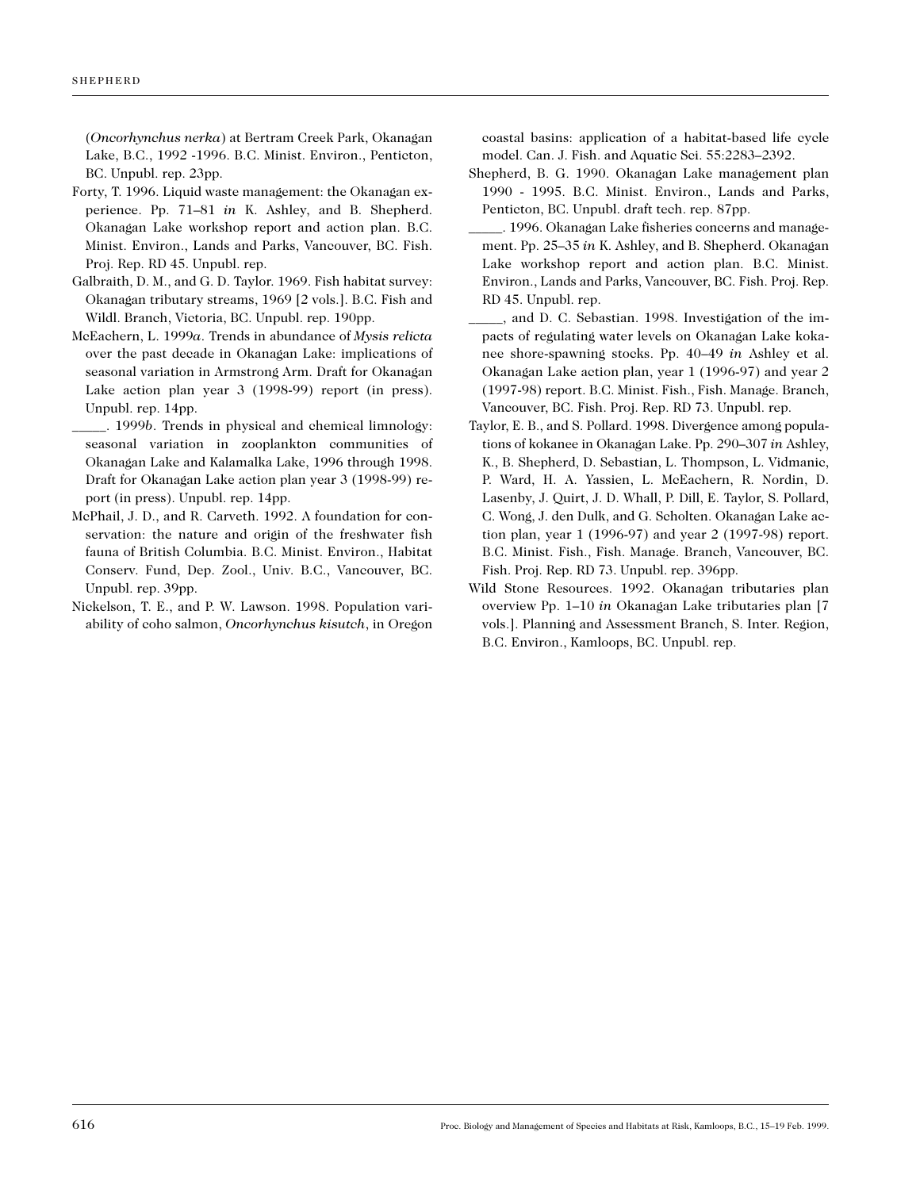(*Oncorhynchus nerka*) at Bertram Creek Park, Okanagan Lake, B.C., 1992 -1996. B.C. Minist. Environ., Penticton, BC. Unpubl. rep. 23pp.

Forty, T. 1996. Liquid waste management: the Okanagan experience. Pp. 71–81 *in* K. Ashley, and B. Shepherd. Okanagan Lake workshop report and action plan. B.C. Minist. Environ., Lands and Parks, Vancouver, BC. Fish. Proj. Rep. RD 45. Unpubl. rep.

Galbraith, D. M., and G. D. Taylor. 1969. Fish habitat survey: Okanagan tributary streams, 1969 [2 vols.]. B.C. Fish and Wildl. Branch, Victoria, BC. Unpubl. rep. 190pp.

McEachern, L. 1999*a*. Trends in abundance of *Mysis relicta* over the past decade in Okanagan Lake: implications of seasonal variation in Armstrong Arm. Draft for Okanagan Lake action plan year 3 (1998-99) report (in press). Unpubl. rep. 14pp.

_____. 1999*b*. Trends in physical and chemical limnology: seasonal variation in zooplankton communities of Okanagan Lake and Kalamalka Lake, 1996 through 1998. Draft for Okanagan Lake action plan year 3 (1998-99) report (in press). Unpubl. rep. 14pp.

McPhail, J. D., and R. Carveth. 1992. A foundation for conservation: the nature and origin of the freshwater fish fauna of British Columbia. B.C. Minist. Environ., Habitat Conserv. Fund, Dep. Zool., Univ. B.C., Vancouver, BC. Unpubl. rep. 39pp.

Nickelson, T. E., and P. W. Lawson. 1998. Population variability of coho salmon, *Oncorhynchus kisutch*, in Oregon coastal basins: application of a habitat-based life cycle model. Can. J. Fish. and Aquatic Sci. 55:2283–2392.

Shepherd, B. G. 1990. Okanagan Lake management plan 1990 - 1995. B.C. Minist. Environ., Lands and Parks, Penticton, BC. Unpubl. draft tech. rep. 87pp.

_____. 1996. Okanagan Lake fisheries concerns and management. Pp. 25–35 *in* K. Ashley, and B. Shepherd. Okanagan Lake workshop report and action plan. B.C. Minist. Environ., Lands and Parks, Vancouver, BC. Fish. Proj. Rep. RD 45. Unpubl. rep.

_____, and D. C. Sebastian. 1998. Investigation of the impacts of regulating water levels on Okanagan Lake kokanee shore-spawning stocks. Pp. 40–49 *in* Ashley et al. Okanagan Lake action plan, year 1 (1996-97) and year 2 (1997-98) report. B.C. Minist. Fish., Fish. Manage. Branch, Vancouver, BC. Fish. Proj. Rep. RD 73. Unpubl. rep.

Taylor, E. B., and S. Pollard. 1998. Divergence among populations of kokanee in Okanagan Lake. Pp. 290–307 *in* Ashley, K., B. Shepherd, D. Sebastian, L. Thompson, L. Vidmanic, P. Ward, H. A. Yassien, L. McEachern, R. Nordin, D. Lasenby, J. Quirt, J. D. Whall, P. Dill, E. Taylor, S. Pollard, C. Wong, J. den Dulk, and G. Scholten. Okanagan Lake action plan, year 1 (1996-97) and year 2 (1997-98) report. B.C. Minist. Fish., Fish. Manage. Branch, Vancouver, BC. Fish. Proj. Rep. RD 73. Unpubl. rep. 396pp.

Wild Stone Resources. 1992. Okanagan tributaries plan overview Pp. 1–10 *in* Okanagan Lake tributaries plan [7 vols.]. Planning and Assessment Branch, S. Inter. Region, B.C. Environ., Kamloops, BC. Unpubl. rep.